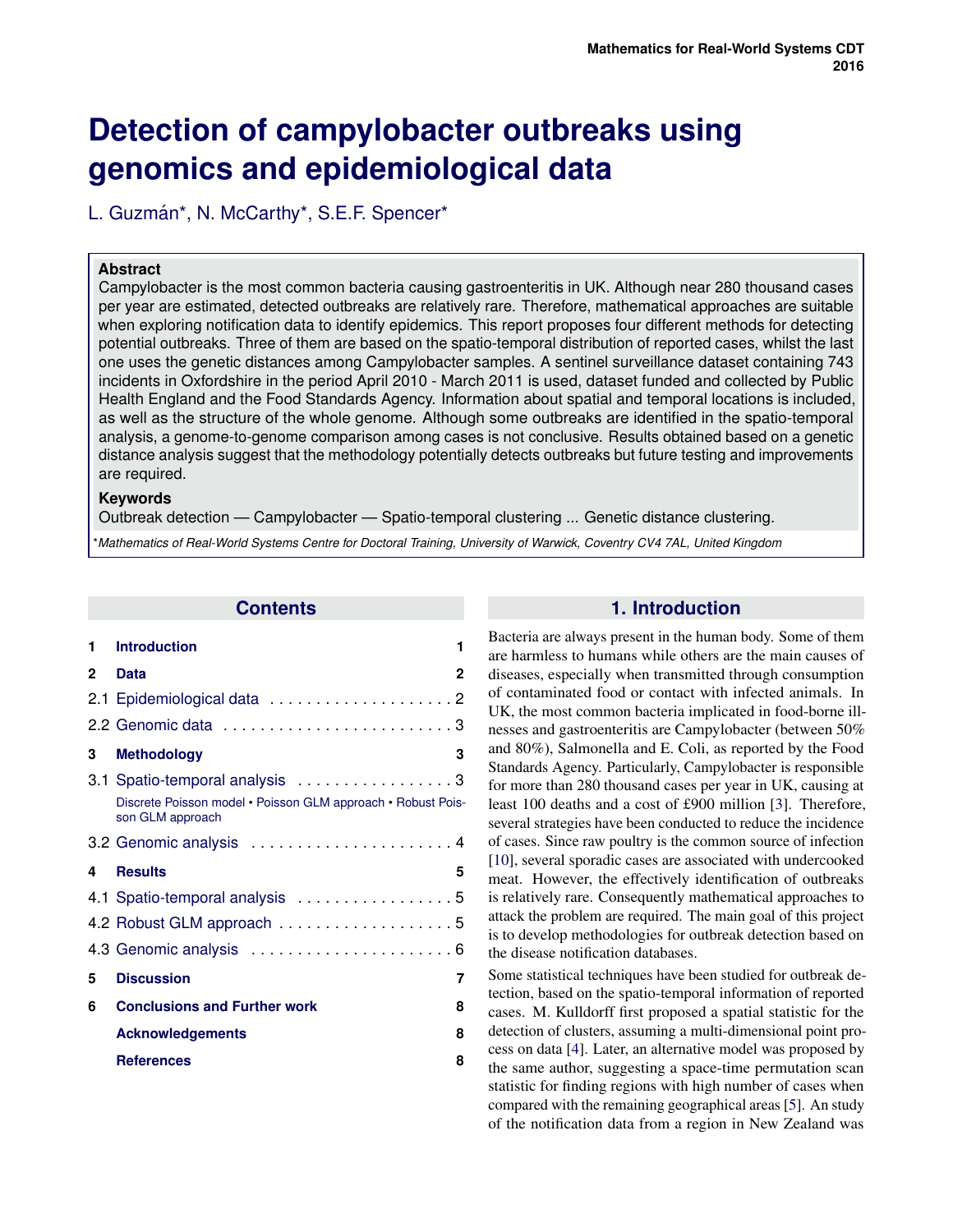# Detection of campylobacter outbreaks using genomics and epidemiological data

L. Guzmán*, N. McCarthy*, S.E.F. Spencer*

**Abstract**

Campylobacter is the most common bacteria causing gastroenteritis in UK. Although near 280 thousand cases per year are estimated, detected outbreaks are relatively rare. Therefore, mathematical approaches are suitable when exploring notification data to identify epidemics. This report proposes four different methods for detecting potential outbreaks. Three of them are based on the spatio-temporal distribution of reported cases, whilst the last one uses the genetic distances among Campylobacter samples. A sentinel surveillance dataset containing 743 incidents in Oxfordshire in the period April 2010 - March 2011 is used, dataset funded and collected by Public Health England and the Food Standards Agency. Information about spatial and temporal locations is included, as well as the structure of the whole genome. Although some outbreaks are identified in the spatio-temporal analysis, a genome-to-genome comparison among cases is not conclusive. Results obtained based on a genetic distance analysis suggest that the methodology potentially detects outbreaks but future testing and improvements are required.

**Keywords**

Outbreak detection — Campylobacter — Spatio-temporal clustering ... Genetic distance clustering.

*\*Mathematics of Real-World Systems Centre for Doctoral Training, University of Warwick, Coventry CV4 7AL, United Kingdom*

## Contents

- 1 Introduction — 1
- 2 Data — 2
  - 2.1 Epidemiological data — 2
  - 2.2 Genomic data — 3
- 3 Methodology — 3
  - 3.1 Spatio-temporal analysis — 3
    - Discrete Poisson model • Poisson GLM approach • Robust Poisson GLM approach
  - 3.2 Genomic analysis — 4
- 4 Results — 5
  - 4.1 Spatio-temporal analysis — 5
  - 4.2 Robust GLM approach — 5
  - 4.3 Genomic analysis — 6
- 5 Discussion — 7
- 6 Conclusions and Further work — 8
- Acknowledgements — 8
- References — 8

## 1. Introduction

Bacteria are always present in the human body. Some of them are harmless to humans while others are the main causes of diseases, especially when transmitted through consumption of contaminated food or contact with infected animals. In UK, the most common bacteria implicated in food-borne illnesses and gastroenteritis are Campylobacter (between 50% and 80%), Salmonella and E. Coli, as reported by the Food Standards Agency. Particularly, Campylobacter is responsible for more than 280 thousand cases per year in UK, causing at least 100 deaths and a cost of £900 million [3]. Therefore, several strategies have been conducted to reduce the incidence of cases. Since raw poultry is the common source of infection [10], several sporadic cases are associated with undercooked meat. However, the effectively identification of outbreaks is relatively rare. Consequently mathematical approaches to attack the problem are required. The main goal of this project is to develop methodologies for outbreak detection based on the disease notification databases.

Some statistical techniques have been studied for outbreak detection, based on the spatio-temporal information of reported cases. M. Kulldorff first proposed a spatial statistic for the detection of clusters, assuming a multi-dimensional point process on data [4]. Later, an alternative model was proposed by the same author, suggesting a space-time permutation scan statistic for finding regions with high number of cases when compared with the remaining geographical areas [5]. An study of the notification data from a region in New Zealand was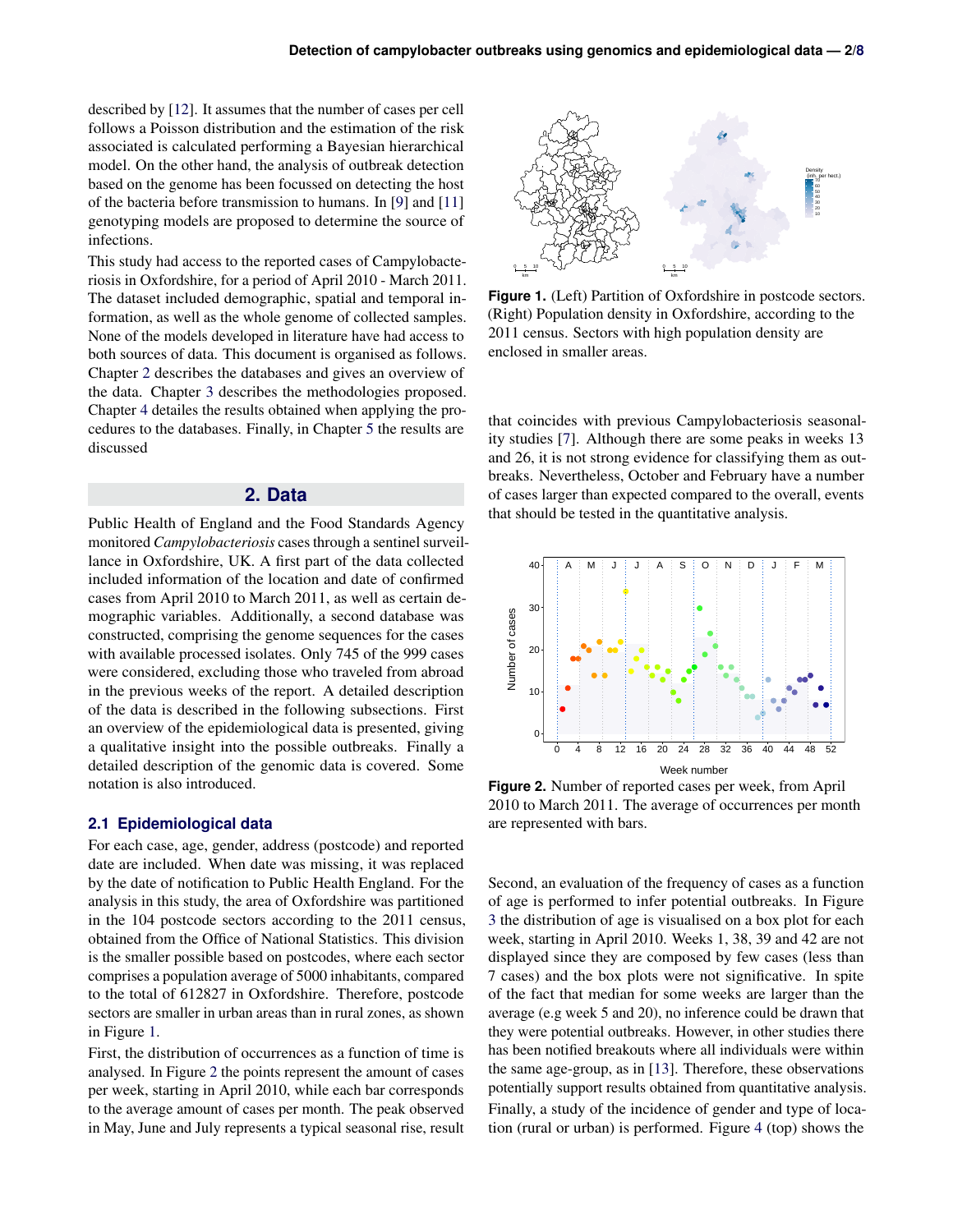described by [12]. It assumes that the number of cases per cell follows a Poisson distribution and the estimation of the risk associated is calculated performing a Bayesian hierarchical model. On the other hand, the analysis of outbreak detection based on the genome has been focussed on detecting the host of the bacteria before transmission to humans. In [9] and [11] genotyping models are proposed to determine the source of infections.

This study had access to the reported cases of Campylobacteriosis in Oxfordshire, for a period of April 2010 - March 2011. The dataset included demographic, spatial and temporal information, as well as the whole genome of collected samples. None of the models developed in literature have had access to both sources of data. This document is organised as follows. Chapter 2 describes the databases and gives an overview of the data. Chapter 3 describes the methodologies proposed. Chapter 4 detailes the results obtained when applying the procedures to the databases. Finally, in Chapter 5 the results are discussed

## 2. Data

Public Health of England and the Food Standards Agency monitored *Campylobacteriosis* cases through a sentinel surveillance in Oxfordshire, UK. A first part of the data collected included information of the location and date of confirmed cases from April 2010 to March 2011, as well as certain demographic variables. Additionally, a second database was constructed, comprising the genome sequences for the cases with available processed isolates. Only 745 of the 999 cases were considered, excluding those who traveled from abroad in the previous weeks of the report. A detailed description of the data is described in the following subsections. First an overview of the epidemiological data is presented, giving a qualitative insight into the possible outbreaks. Finally a detailed description of the genomic data is covered. Some notation is also introduced.

### 2.1 Epidemiological data

For each case, age, gender, address (postcode) and reported date are included. When date was missing, it was replaced by the date of notification to Public Health England. For the analysis in this study, the area of Oxfordshire was partitioned in the 104 postcode sectors according to the 2011 census, obtained from the Office of National Statistics. This division is the smaller possible based on postcodes, where each sector comprises a population average of 5000 inhabitants, compared to the total of 612827 in Oxfordshire. Therefore, postcode sectors are smaller in urban areas than in rural zones, as shown in Figure 1.

**Figure 1.** (Left) Partition of Oxfordshire in postcode sectors. (Right) Population density in Oxfordshire, according to the 2011 census. Sectors with high population density are enclosed in smaller areas.

First, the distribution of occurrences as a function of time is analysed. In Figure 2 the points represent the amount of cases per week, starting in April 2010, while each bar corresponds to the average amount of cases per month. The peak observed in May, June and July represents a typical seasonal rise, result that coincides with previous Campylobacteriosis seasonality studies [7]. Although there are some peaks in weeks 13 and 26, it is not strong evidence for classifying them as outbreaks. Nevertheless, October and February have a number of cases larger than expected compared to the overall, events that should be tested in the quantitative analysis.

**Figure 2.** Number of reported cases per week, from April 2010 to March 2011. The average of occurrences per month are represented with bars.

Second, an evaluation of the frequency of cases as a function of age is performed to infer potential outbreaks. In Figure 3 the distribution of age is visualised on a box plot for each week, starting in April 2010. Weeks 1, 38, 39 and 42 are not displayed since they are composed by few cases (less than 7 cases) and the box plots were not significative. In spite of the fact that median for some weeks are larger than the average (e.g week 5 and 20), no inference could be drawn that they were potential outbreaks. However, in other studies there has been notified breakouts where all individuals were within the same age-group, as in [13]. Therefore, these observations potentially support results obtained from quantitative analysis.

Finally, a study of the incidence of gender and type of location (rural or urban) is performed. Figure 4 (top) shows the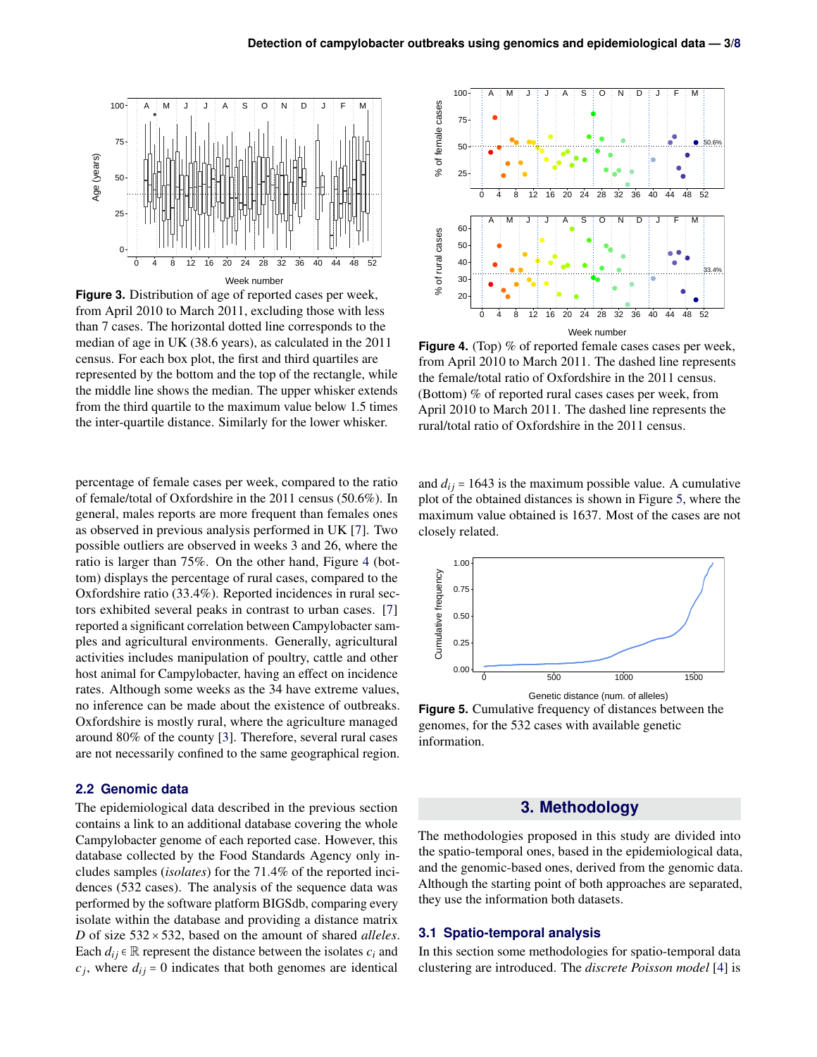**Figure 3.** Distribution of age of reported cases per week, from April 2010 to March 2011, excluding those with less than 7 cases. The horizontal dotted line corresponds to the median of age in UK (38.6 years), as calculated in the 2011 census. For each box plot, the first and third quartiles are represented by the bottom and the top of the rectangle, while the middle line shows the median. The upper whisker extends from the third quartile to the maximum value below 1.5 times the inter-quartile distance. Similarly for the lower whisker.

**Figure 4.** (Top) % of reported female cases cases per week, from April 2010 to March 2011. The dashed line represents the female/total ratio of Oxfordshire in the 2011 census. (Bottom) % of reported rural cases cases per week, from April 2010 to March 2011. The dashed line represents the rural/total ratio of Oxfordshire in the 2011 census.

percentage of female cases per week, compared to the ratio of female/total of Oxfordshire in the 2011 census (50.6%). In general, males reports are more frequent than females ones as observed in previous analysis performed in UK [7]. Two possible outliers are observed in weeks 3 and 26, where the ratio is larger than 75%. On the other hand, Figure 4 (bottom) displays the percentage of rural cases, compared to the Oxfordshire ratio (33.4%). Reported incidences in rural sectors exhibited several peaks in contrast to urban cases. [7] reported a significant correlation between Campylobacter samples and agricultural environments. Generally, agricultural activities includes manipulation of poultry, cattle and other host animal for Campylobacter, having an effect on incidence rates. Although some weeks as the 34 have extreme values, no inference can be made about the existence of outbreaks. Oxfordshire is mostly rural, where the agriculture managed around 80% of the county [3]. Therefore, several rural cases are not necessarily confined to the same geographical region.

## 2.2 Genomic data

The epidemiological data described in the previous section contains a link to an additional database covering the whole Campylobacter genome of each reported case. However, this database collected by the Food Standards Agency only includes samples (*isolates*) for the 71.4% of the reported incidences (532 cases). The analysis of the sequence data was performed by the software platform BIGSdb, comparing every isolate within the database and providing a distance matrix $D$ of size $532 \times 532$, based on the amount of shared *alleles*. Each $d_{ij} \in \mathbb{R}$ represent the distance between the isolates $c_i$ and $c_j$, where $d_{ij} = 0$ indicates that both genomes are identical and $d_{ij} = 1643$ is the maximum possible value. A cumulative plot of the obtained distances is shown in Figure 5, where the maximum value obtained is 1637. Most of the cases are not closely related.

**Figure 5.** Cumulative frequency of distances between the genomes, for the 532 cases with available genetic information.

# 3. Methodology

The methodologies proposed in this study are divided into the spatio-temporal ones, based in the epidemiological data, and the genomic-based ones, derived from the genomic data. Although the starting point of both approaches are separated, they use the information both datasets.

## 3.1 Spatio-temporal analysis

In this section some methodologies for spatio-temporal data clustering are introduced. The *discrete Poisson model* [4] is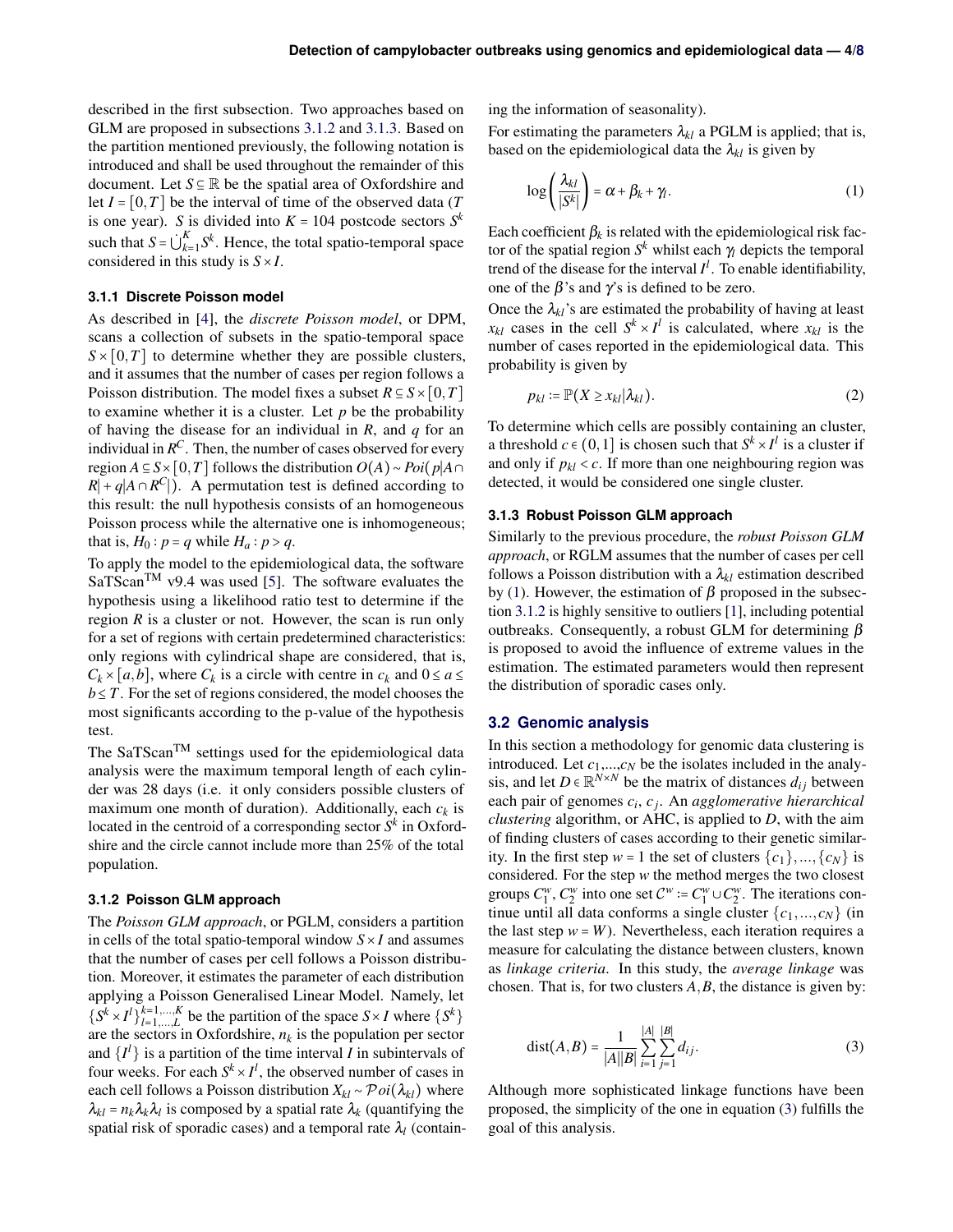described in the first subsection. Two approaches based on GLM are proposed in subsections 3.1.2 and 3.1.3. Based on the partition mentioned previously, the following notation is introduced and shall be used throughout the remainder of this document. Let $S \subseteq \mathbb{R}$ be the spatial area of Oxfordshire and let $I = [0,T]$ be the interval of time of the observed data ($T$ is one year). $S$ is divided into $K = 104$ postcode sectors $S^k$ such that $S = \dot{\bigcup}_{k=1}^{K} S^k$. Hence, the total spatio-temporal space considered in this study is $S \times I$.

### 3.1.1 Discrete Poisson model

As described in [4], the *discrete Poisson model*, or DPM, scans a collection of subsets in the spatio-temporal space $S \times [0,T]$ to determine whether they are possible clusters, and it assumes that the number of cases per region follows a Poisson distribution. The model fixes a subset $R \subseteq S \times [0,T]$ to examine whether it is a cluster. Let $p$ be the probability of having the disease for an individual in $R$, and $q$ for an individual in $R^C$. Then, the number of cases observed for every region $A \subseteq S \times [0,T]$ follows the distribution $O(A) \sim Poi(p|A \cap R| + q|A \cap R^C|)$. A permutation test is defined according to this result: the null hypothesis consists of an homogeneous Poisson process while the alternative one is inhomogeneous; that is, $H_0 : p = q$ while $H_a : p > q$.

To apply the model to the epidemiological data, the software SaTScan$^{\text{TM}}$ v9.4 was used [5]. The software evaluates the hypothesis using a likelihood ratio test to determine if the region $R$ is a cluster or not. However, the scan is run only for a set of regions with certain predetermined characteristics: only regions with cylindrical shape are considered, that is, $C_k \times [a,b]$, where $C_k$ is a circle with centre in $c_k$ and $0 \le a \le b \le T$. For the set of regions considered, the model chooses the most significants according to the p-value of the hypothesis test.

The SaTScan$^{\text{TM}}$ settings used for the epidemiological data analysis were the maximum temporal length of each cylinder was 28 days (i.e. it only considers possible clusters of maximum one month of duration). Additionally, each $c_k$ is located in the centroid of a corresponding sector $S^k$ in Oxfordshire and the circle cannot include more than 25% of the total population.

### 3.1.2 Poisson GLM approach

The *Poisson GLM approach*, or PGLM, considers a partition in cells of the total spatio-temporal window $S \times I$ and assumes that the number of cases per cell follows a Poisson distribution. Moreover, it estimates the parameter of each distribution applying a Poisson Generalised Linear Model. Namely, let $\{S^k \times I^l\}_{l=1,\dots,L}^{k=1,\dots,K}$ be the partition of the space $S \times I$ where $\{S^k\}$ are the sectors in Oxfordshire, $n_k$ is the population per sector and $\{I^l\}$ is a partition of the time interval $I$ in subintervals of four weeks. For each $S^k \times I^l$, the observed number of cases in each cell follows a Poisson distribution $X_{kl} \sim \mathcal{P}oi(\lambda_{kl})$ where $\lambda_{kl} = n_k \lambda_k \lambda_l$ is composed by a spatial rate $\lambda_k$ (quantifying the spatial risk of sporadic cases) and a temporal rate $\lambda_l$ (containing the information of seasonality).

For estimating the parameters $\lambda_{kl}$ a PGLM is applied; that is, based on the epidemiological data the $\lambda_{kl}$ is given by

$$\log\left(\frac{\lambda_{kl}}{|S^k|}\right) = \alpha + \beta_k + \gamma_l. \tag{1}$$

Each coefficient $\beta_k$ is related with the epidemiological risk factor of the spatial region $S^k$ whilst each $\gamma_l$ depicts the temporal trend of the disease for the interval $I^l$. To enable identifiability, one of the $\beta$'s and $\gamma$'s is defined to be zero.

Once the $\lambda_{kl}$'s are estimated the probability of having at least $x_{kl}$ cases in the cell $S^k \times I^l$ is calculated, where $x_{kl}$ is the number of cases reported in the epidemiological data. This probability is given by

$$p_{kl} := \mathbb{P}(X \ge x_{kl} | \lambda_{kl}). \tag{2}$$

To determine which cells are possibly containing an cluster, a threshold $c \in (0,1]$ is chosen such that $S^k \times I^l$ is a cluster if and only if $p_{kl} < c$. If more than one neighbouring region was detected, it would be considered one single cluster.

### 3.1.3 Robust Poisson GLM approach

Similarly to the previous procedure, the *robust Poisson GLM approach*, or RGLM assumes that the number of cases per cell follows a Poisson distribution with a $\lambda_{kl}$ estimation described by (1). However, the estimation of $\beta$ proposed in the subsection 3.1.2 is highly sensitive to outliers [1], including potential outbreaks. Consequently, a robust GLM for determining $\beta$ is proposed to avoid the influence of extreme values in the estimation. The estimated parameters would then represent the distribution of sporadic cases only.

## 3.2 Genomic analysis

In this section a methodology for genomic data clustering is introduced. Let $c_1,\dots,c_N$ be the isolates included in the analysis, and let $D \in \mathbb{R}^{N \times N}$ be the matrix of distances $d_{ij}$ between each pair of genomes $c_i$, $c_j$. An *agglomerative hierarchical clustering* algorithm, or AHC, is applied to $D$, with the aim of finding clusters of cases according to their genetic similarity. In the first step $w = 1$ the set of clusters $\{c_1\},\dots,\{c_N\}$ is considered. For the step $w$ the method merges the two closest groups $C_1^w$, $C_2^w$ into one set $\mathcal{C}^w := C_1^w \cup C_2^w$. The iterations continue until all data conforms a single cluster $\{c_1,\dots,c_N\}$ (in the last step $w = W$). Nevertheless, each iteration requires a measure for calculating the distance between clusters, known as *linkage criteria*. In this study, the *average linkage* was chosen. That is, for two clusters $A, B$, the distance is given by:

$$\text{dist}(A,B) = \frac{1}{|A||B|} \sum_{i=1}^{|A|} \sum_{j=1}^{|B|} d_{ij}. \tag{3}$$

Although more sophisticated linkage functions have been proposed, the simplicity of the one in equation (3) fulfills the goal of this analysis.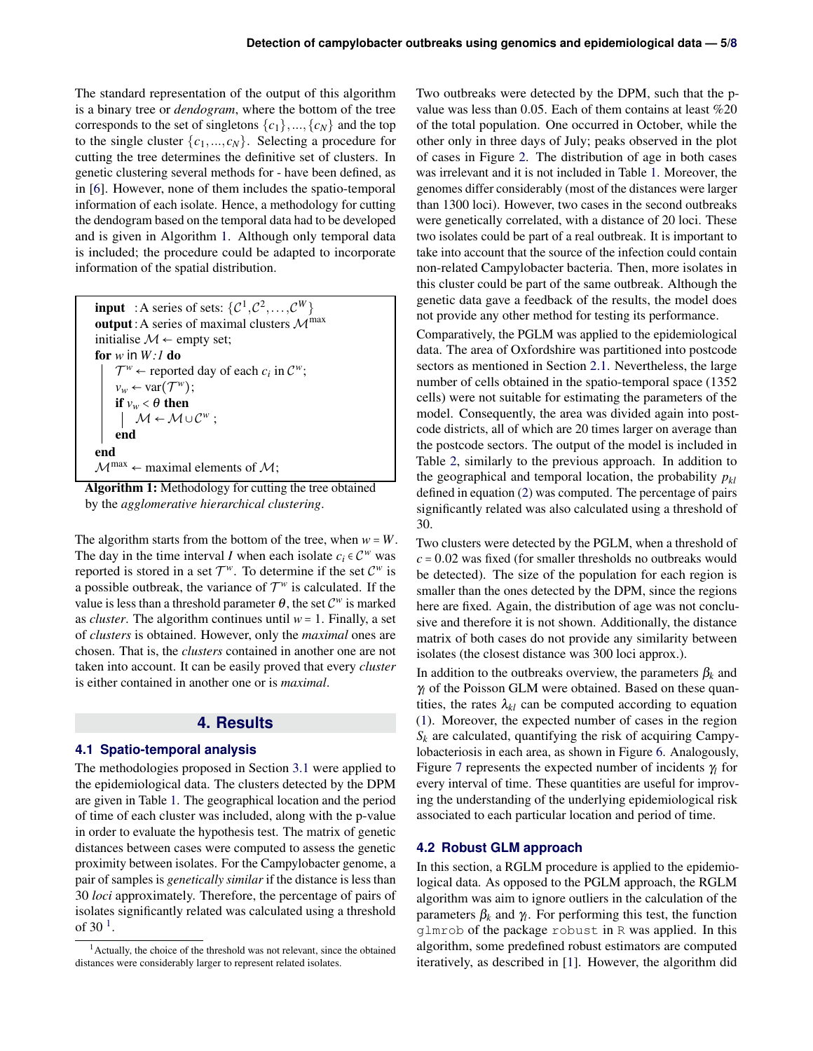The standard representation of the output of this algorithm is a binary tree or *dendogram*, where the bottom of the tree corresponds to the set of singletons $\{c_1\},\ldots,\{c_N\}$ and the top to the single cluster $\{c_1,\ldots,c_N\}$. Selecting a procedure for cutting the tree determines the definitive set of clusters. In genetic clustering several methods for - have been defined, as in [6]. However, none of them includes the spatio-temporal information of each isolate. Hence, a methodology for cutting the dendogram based on the temporal data had to be developed and is given in Algorithm 1. Although only temporal data is included; the procedure could be adapted to incorporate information of the spatial distribution.

```
input  : A series of sets: {C^1, C^2, ..., C^W}
output : A series of maximal clusters M^max
initialise M ← empty set;
for w in W:1 do
    T^w ← reported day of each c_i in C^w;
    v_w ← var(T^w);
    if v_w < θ then
        M ← M ∪ C^w ;
    end
end
M^max ← maximal elements of M;
```

**Algorithm 1:** Methodology for cutting the tree obtained by the *agglomerative hierarchical clustering*.

The algorithm starts from the bottom of the tree, when $w = W$. The day in the time interval $I$ when each isolate $c_i \in \mathcal{C}^w$ was reported is stored in a set $\mathcal{T}^w$. To determine if the set $\mathcal{C}^w$ is a possible outbreak, the variance of $\mathcal{T}^w$ is calculated. If the value is less than a threshold parameter $\theta$, the set $\mathcal{C}^w$ is marked as *cluster*. The algorithm continues until $w = 1$. Finally, a set of *clusters* is obtained. However, only the *maximal* ones are chosen. That is, the *clusters* contained in another one are not taken into account. It can be easily proved that every *cluster* is either contained in another one or is *maximal*.

## 4. Results

### 4.1 Spatio-temporal analysis

The methodologies proposed in Section 3.1 were applied to the epidemiological data. The clusters detected by the DPM are given in Table 1. The geographical location and the period of time of each cluster was included, along with the p-value in order to evaluate the hypothesis test. The matrix of genetic distances between cases were computed to assess the genetic proximity between isolates. For the Campylobacter genome, a pair of samples is *genetically similar* if the distance is less than 30 *loci* approximately. Therefore, the percentage of pairs of isolates significantly related was calculated using a threshold of 30 [1].

[1] Actually, the choice of the threshold was not relevant, since the obtained distances were considerably larger to represent related isolates.

Two outbreaks were detected by the DPM, such that the p-value was less than 0.05. Each of them contains at least %20 of the total population. One occurred in October, while the other only in three days of July; peaks observed in the plot of cases in Figure 2. The distribution of age in both cases was irrelevant and it is not included in Table 1. Moreover, the genomes differ considerably (most of the distances were larger than 1300 loci). However, two cases in the second outbreaks were genetically correlated, with a distance of 20 loci. These two isolates could be part of a real outbreak. It is important to take into account that the source of the infection could contain non-related Campylobacter bacteria. Then, more isolates in this cluster could be part of the same outbreak. Although the genetic data gave a feedback of the results, the model does not provide any other method for testing its performance.

Comparatively, the PGLM was applied to the epidemiological data. The area of Oxfordshire was partitioned into postcode sectors as mentioned in Section 2.1. Nevertheless, the large number of cells obtained in the spatio-temporal space (1352 cells) were not suitable for estimating the parameters of the model. Consequently, the area was divided again into postcode districts, all of which are 20 times larger on average than the postcode sectors. The output of the model is included in Table 2, similarly to the previous approach. In addition to the geographical and temporal location, the probability $p_{kl}$ defined in equation (2) was computed. The percentage of pairs significantly related was also calculated using a threshold of 30.

Two clusters were detected by the PGLM, when a threshold of $c = 0.02$ was fixed (for smaller thresholds no outbreaks would be detected). The size of the population for each region is smaller than the ones detected by the DPM, since the regions here are fixed. Again, the distribution of age was not conclusive and therefore it is not shown. Additionally, the distance matrix of both cases do not provide any similarity between isolates (the closest distance was 300 loci approx.).

In addition to the outbreaks overview, the parameters $\beta_k$ and $\gamma_l$ of the Poisson GLM were obtained. Based on these quantities, the rates $\lambda_{kl}$ can be computed according to equation (1). Moreover, the expected number of cases in the region $S_k$ are calculated, quantifying the risk of acquiring Campylobacteriosis in each area, as shown in Figure 6. Analogously, Figure 7 represents the expected number of incidents $\gamma_l$ for every interval of time. These quantities are useful for improving the understanding of the underlying epidemiological risk associated to each particular location and period of time.

### 4.2 Robust GLM approach

In this section, a RGLM procedure is applied to the epidemiological data. As opposed to the PGLM approach, the RGLM algorithm was aim to ignore outliers in the calculation of the parameters $\beta_k$ and $\gamma_l$. For performing this test, the function `glmrob` of the package `robust` in `R` was applied. In this algorithm, some predefined robust estimators are computed iteratively, as described in [1]. However, the algorithm did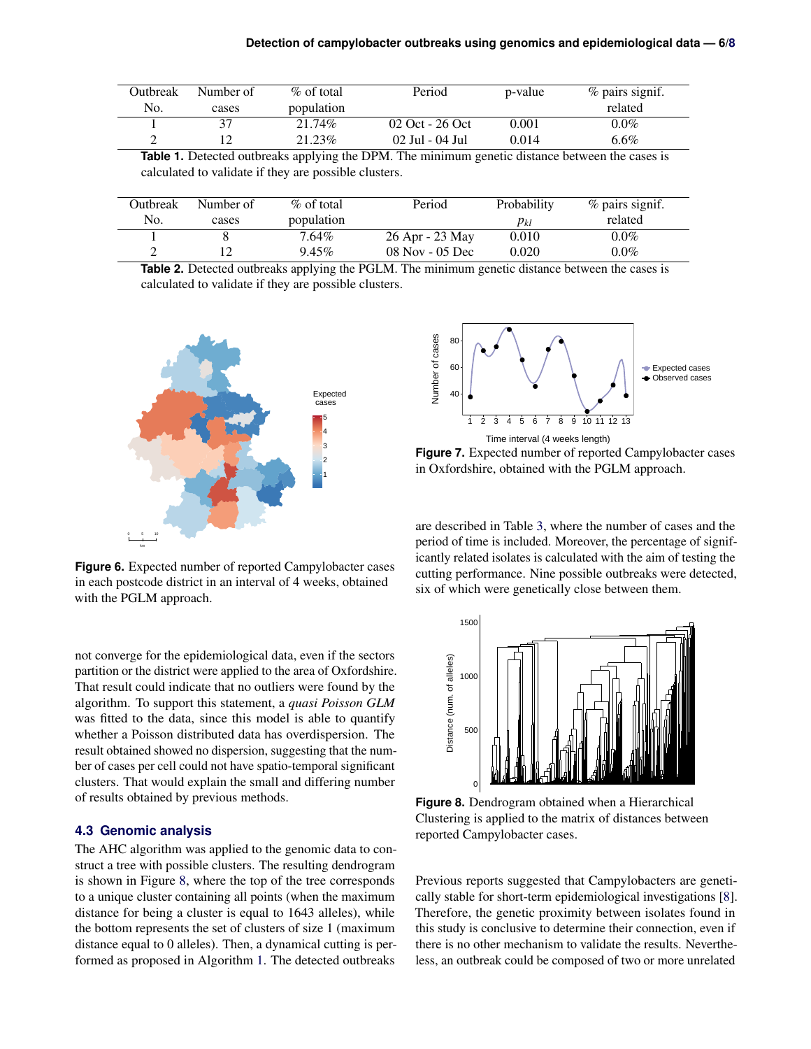| Outbreak No. | Number of cases | % of total population | Period | p-value | % pairs signif. related |
|---|---|---|---|---|---|
| 1 | 37 | 21.74% | 02 Oct - 26 Oct | 0.001 | 0.0% |
| 2 | 12 | 21.23% | 02 Jul - 04 Jul | 0.014 | 6.6% |

**Table 1.** Detected outbreaks applying the DPM. The minimum genetic distance between the cases is calculated to validate if they are possible clusters.

| Outbreak No. | Number of cases | % of total population | Period | Probability $p_{kl}$ | % pairs signif. related |
|---|---|---|---|---|---|
| 1 | 8 | 7.64% | 26 Apr - 23 May | 0.010 | 0.0% |
| 2 | 12 | 9.45% | 08 Nov - 05 Dec | 0.020 | 0.0% |

**Table 2.** Detected outbreaks applying the PGLM. The minimum genetic distance between the cases is calculated to validate if they are possible clusters.

**Figure 6.** Expected number of reported Campylobacter cases in each postcode district in an interval of 4 weeks, obtained with the PGLM approach.

**Figure 7.** Expected number of reported Campylobacter cases in Oxfordshire, obtained with the PGLM approach.

not converge for the epidemiological data, even if the sectors partition or the district were applied to the area of Oxfordshire. That result could indicate that no outliers were found by the algorithm. To support this statement, a *quasi Poisson GLM* was fitted to the data, since this model is able to quantify whether a Poisson distributed data has overdispersion. The result obtained showed no dispersion, suggesting that the number of cases per cell could not have spatio-temporal significant clusters. That would explain the small and differing number of results obtained by previous methods.

### 4.3 Genomic analysis

The AHC algorithm was applied to the genomic data to construct a tree with possible clusters. The resulting dendrogram is shown in Figure 8, where the top of the tree corresponds to a unique cluster containing all points (when the maximum distance for being a cluster is equal to 1643 alleles), while the bottom represents the set of clusters of size 1 (maximum distance equal to 0 alleles). Then, a dynamical cutting is performed as proposed in Algorithm 1. The detected outbreaks are described in Table 3, where the number of cases and the period of time is included. Moreover, the percentage of significantly related isolates is calculated with the aim of testing the cutting performance. Nine possible outbreaks were detected, six of which were genetically close between them.

**Figure 8.** Dendrogram obtained when a Hierarchical Clustering is applied to the matrix of distances between reported Campylobacter cases.

Previous reports suggested that Campylobacters are genetically stable for short-term epidemiological investigations [8]. Therefore, the genetic proximity between isolates found in this study is conclusive to determine their connection, even if there is no other mechanism to validate the results. Nevertheless, an outbreak could be composed of two or more unrelated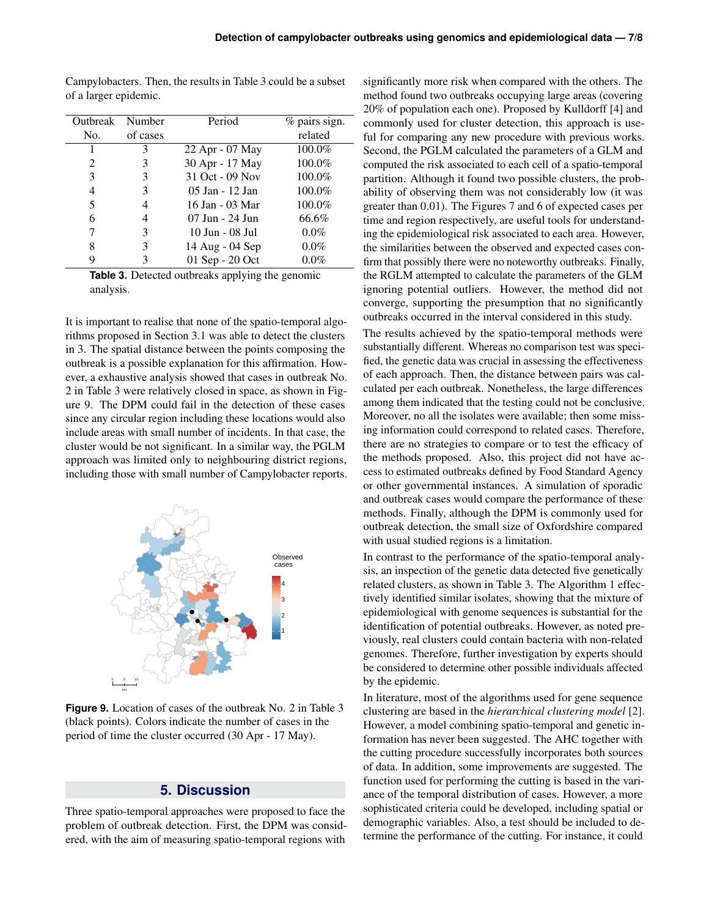Campylobacters. Then, the results in Table 3 could be a subset of a larger epidemic.

| Outbreak No. | Number of cases | Period | % pairs sign. related |
|---|---|---|---|
| 1 | 3 | 22 Apr - 07 May | 100.0% |
| 2 | 3 | 30 Apr - 17 May | 100.0% |
| 3 | 3 | 31 Oct - 09 Nov | 100.0% |
| 4 | 3 | 05 Jan - 12 Jan | 100.0% |
| 5 | 4 | 16 Jan - 03 Mar | 100.0% |
| 6 | 4 | 07 Jun - 24 Jun | 66.6% |
| 7 | 3 | 10 Jun - 08 Jul | 0.0% |
| 8 | 3 | 14 Aug - 04 Sep | 0.0% |
| 9 | 3 | 01 Sep - 20 Oct | 0.0% |

**Table 3.** Detected outbreaks applying the genomic analysis.

It is important to realise that none of the spatio-temporal algorithms proposed in Section 3.1 was able to detect the clusters in 3. The spatial distance between the points composing the outbreak is a possible explanation for this affirmation. However, a exhaustive analysis showed that cases in outbreak No. 2 in Table 3 were relatively closed in space, as shown in Figure 9. The DPM could fail in the detection of these cases since any circular region including these locations would also include areas with small number of incidents. In that case, the cluster would be not significant. In a similar way, the PGLM approach was limited only to neighbouring district regions, including those with small number of Campylobacter reports.

**Figure 9.** Location of cases of the outbreak No. 2 in Table 3 (black points). Colors indicate the number of cases in the period of time the cluster occurred (30 Apr - 17 May).

## 5. Discussion

Three spatio-temporal approaches were proposed to face the problem of outbreak detection. First, the DPM was considered, with the aim of measuring spatio-temporal regions with significantly more risk when compared with the others. The method found two outbreaks occupying large areas (covering 20% of population each one). Proposed by Kulldorff [4] and commonly used for cluster detection, this approach is useful for comparing any new procedure with previous works. Second, the PGLM calculated the parameters of a GLM and computed the risk associated to each cell of a spatio-temporal partition. Although it found two possible clusters, the probability of observing them was not considerably low (it was greater than 0.01). The Figures 7 and 6 of expected cases per time and region respectively, are useful tools for understanding the epidemiological risk associated to each area. However, the similarities between the observed and expected cases confirm that possibly there were no noteworthy outbreaks. Finally, the RGLM attempted to calculate the parameters of the GLM ignoring potential outliers. However, the method did not converge, supporting the presumption that no significantly outbreaks occurred in the interval considered in this study.

The results achieved by the spatio-temporal methods were substantially different. Whereas no comparison test was specified, the genetic data was crucial in assessing the effectiveness of each approach. Then, the distance between pairs was calculated per each outbreak. Nonetheless, the large differences among them indicated that the testing could not be conclusive. Moreover, no all the isolates were available; then some missing information could correspond to related cases. Therefore, there are no strategies to compare or to test the efficacy of the methods proposed. Also, this project did not have access to estimated outbreaks defined by Food Standard Agency or other governmental instances. A simulation of sporadic and outbreak cases would compare the performance of these methods. Finally, although the DPM is commonly used for outbreak detection, the small size of Oxfordshire compared with usual studied regions is a limitation.

In contrast to the performance of the spatio-temporal analysis, an inspection of the genetic data detected five genetically related clusters, as shown in Table 3. The Algorithm 1 effectively identified similar isolates, showing that the mixture of epidemiological with genome sequences is substantial for the identification of potential outbreaks. However, as noted previously, real clusters could contain bacteria with non-related genomes. Therefore, further investigation by experts should be considered to determine other possible individuals affected by the epidemic.

In literature, most of the algorithms used for gene sequence clustering are based in the *hierarchical clustering model* [2]. However, a model combining spatio-temporal and genetic information has never been suggested. The AHC together with the cutting procedure successfully incorporates both sources of data. In addition, some improvements are suggested. The function used for performing the cutting is based in the variance of the temporal distribution of cases. However, a more sophisticated criteria could be developed, including spatial or demographic variables. Also, a test should be included to determine the performance of the cutting. For instance, it could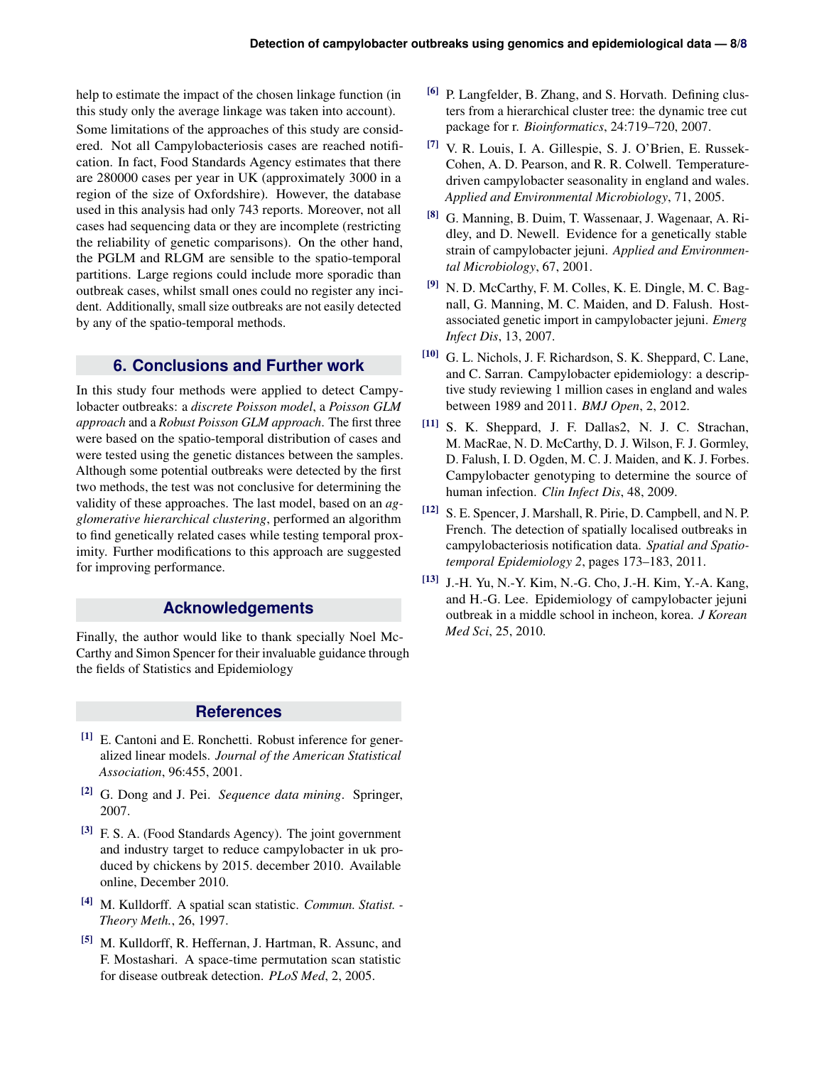help to estimate the impact of the chosen linkage function (in this study only the average linkage was taken into account).

Some limitations of the approaches of this study are considered. Not all Campylobacteriosis cases are reached notification. In fact, Food Standards Agency estimates that there are 280000 cases per year in UK (approximately 3000 in a region of the size of Oxfordshire). However, the database used in this analysis had only 743 reports. Moreover, not all cases had sequencing data or they are incomplete (restricting the reliability of genetic comparisons). On the other hand, the PGLM and RLGM are sensible to the spatio-temporal partitions. Large regions could include more sporadic than outbreak cases, whilst small ones could no register any incident. Additionally, small size outbreaks are not easily detected by any of the spatio-temporal methods.

## 6. Conclusions and Further work

In this study four methods were applied to detect Campylobacter outbreaks: a *discrete Poisson model*, a *Poisson GLM approach* and a *Robust Poisson GLM approach*. The first three were based on the spatio-temporal distribution of cases and were tested using the genetic distances between the samples. Although some potential outbreaks were detected by the first two methods, the test was not conclusive for determining the validity of these approaches. The last model, based on an *agglomerative hierarchical clustering*, performed an algorithm to find genetically related cases while testing temporal proximity. Further modifications to this approach are suggested for improving performance.

## Acknowledgements

Finally, the author would like to thank specially Noel McCarthy and Simon Spencer for their invaluable guidance through the fields of Statistics and Epidemiology

## References

[1] E. Cantoni and E. Ronchetti. Robust inference for generalized linear models. *Journal of the American Statistical Association*, 96:455, 2001.

[2] G. Dong and J. Pei. *Sequence data mining*. Springer, 2007.

[3] F. S. A. (Food Standards Agency). The joint government and industry target to reduce campylobacter in uk produced by chickens by 2015. december 2010. Available online, December 2010.

[4] M. Kulldorff. A spatial scan statistic. *Commun. Statist. - Theory Meth.*, 26, 1997.

[5] M. Kulldorff, R. Heffernan, J. Hartman, R. Assunc, and F. Mostashari. A space-time permutation scan statistic for disease outbreak detection. *PLoS Med*, 2, 2005.

[6] P. Langfelder, B. Zhang, and S. Horvath. Defining clusters from a hierarchical cluster tree: the dynamic tree cut package for r. *Bioinformatics*, 24:719–720, 2007.

[7] V. R. Louis, I. A. Gillespie, S. J. O'Brien, E. Russek-Cohen, A. D. Pearson, and R. R. Colwell. Temperature-driven campylobacter seasonality in england and wales. *Applied and Environmental Microbiology*, 71, 2005.

[8] G. Manning, B. Duim, T. Wassenaar, J. Wagenaar, A. Ridley, and D. Newell. Evidence for a genetically stable strain of campylobacter jejuni. *Applied and Environmental Microbiology*, 67, 2001.

[9] N. D. McCarthy, F. M. Colles, K. E. Dingle, M. C. Bagnall, G. Manning, M. C. Maiden, and D. Falush. Host-associated genetic import in campylobacter jejuni. *Emerg Infect Dis*, 13, 2007.

[10] G. L. Nichols, J. F. Richardson, S. K. Sheppard, C. Lane, and C. Sarran. Campylobacter epidemiology: a descriptive study reviewing 1 million cases in england and wales between 1989 and 2011. *BMJ Open*, 2, 2012.

[11] S. K. Sheppard, J. F. Dallas2, N. J. C. Strachan, M. MacRae, N. D. McCarthy, D. J. Wilson, F. J. Gormley, D. Falush, I. D. Ogden, M. C. J. Maiden, and K. J. Forbes. Campylobacter genotyping to determine the source of human infection. *Clin Infect Dis*, 48, 2009.

[12] S. E. Spencer, J. Marshall, R. Pirie, D. Campbell, and N. P. French. The detection of spatially localised outbreaks in campylobacteriosis notification data. *Spatial and Spatio-temporal Epidemiology 2*, pages 173–183, 2011.

[13] J.-H. Yu, N.-Y. Kim, N.-G. Cho, J.-H. Kim, Y.-A. Kang, and H.-G. Lee. Epidemiology of campylobacter jejuni outbreak in a middle school in incheon, korea. *J Korean Med Sci*, 25, 2010.